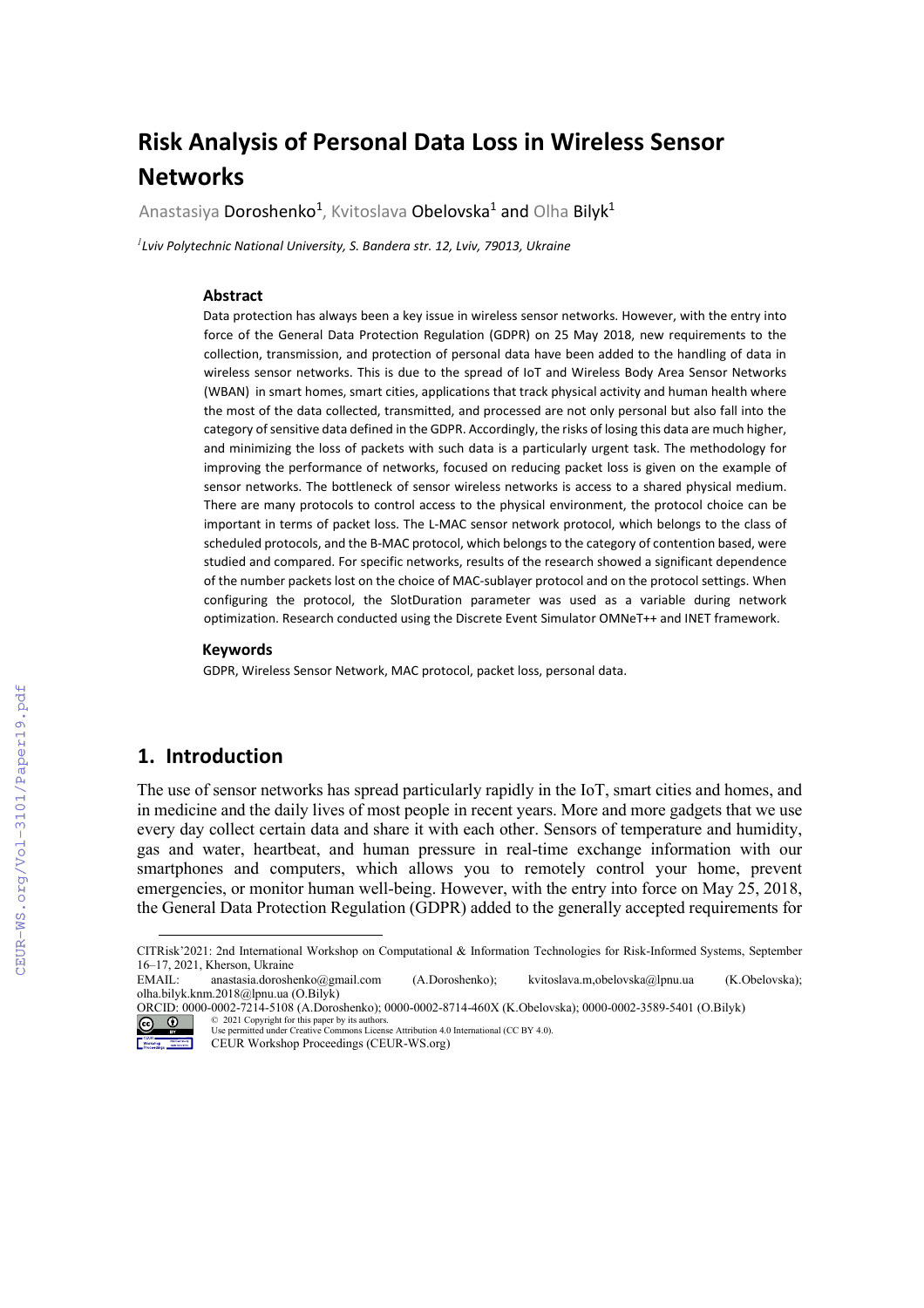# Risk Analysis of Personal Data Loss in Wireless Sensor Networks

Anastasiya Doroshenko[1], Kvitoslava Obelovska[1] and Olha Bilyk[1]

[1] *Lviv Polytechnic National University, S. Bandera str. 12, Lviv, 79013, Ukraine*

### Abstract

Data protection has always been a key issue in wireless sensor networks. However, with the entry into force of the General Data Protection Regulation (GDPR) on 25 May 2018, new requirements to the collection, transmission, and protection of personal data have been added to the handling of data in wireless sensor networks. This is due to the spread of IoT and Wireless Body Area Sensor Networks (WBAN) in smart homes, smart cities, applications that track physical activity and human health where the most of the data collected, transmitted, and processed are not only personal but also fall into the category of sensitive data defined in the GDPR. Accordingly, the risks of losing this data are much higher, and minimizing the loss of packets with such data is a particularly urgent task. The methodology for improving the performance of networks, focused on reducing packet loss is given on the example of sensor networks. The bottleneck of sensor wireless networks is access to a shared physical medium. There are many protocols to control access to the physical environment, the protocol choice can be important in terms of packet loss. The L-MAC sensor network protocol, which belongs to the class of scheduled protocols, and the B-MAC protocol, which belongs to the category of contention based, were studied and compared. For specific networks, results of the research showed a significant dependence of the number packets lost on the choice of MAC-sublayer protocol and on the protocol settings. When configuring the protocol, the SlotDuration parameter was used as a variable during network optimization. Research conducted using the Discrete Event Simulator OMNeT++ and INET framework.

### Keywords

GDPR, Wireless Sensor Network, MAC protocol, packet loss, personal data.

## 1. Introduction

The use of sensor networks has spread particularly rapidly in the IoT, smart cities and homes, and in medicine and the daily lives of most people in recent years. More and more gadgets that we use every day collect certain data and share it with each other. Sensors of temperature and humidity, gas and water, heartbeat, and human pressure in real-time exchange information with our smartphones and computers, which allows you to remotely control your home, prevent emergencies, or monitor human well-being. However, with the entry into force on May 25, 2018, the General Data Protection Regulation (GDPR) added to the generally accepted requirements for

---

CITRisk'2021: 2nd International Workshop on Computational & Information Technologies for Risk-Informed Systems, September 16–17, 2021, Kherson, Ukraine

EMAIL: anastasia.doroshenko@gmail.com (A.Doroshenko); kvitoslava.m,obelovska@lpnu.ua (K.Obelovska); olha.bilyk.knm.2018@lpnu.ua (O.Bilyk)

ORCID: 0000-0002-7214-5108 (A.Doroshenko); 0000-0002-8714-460X (K.Obelovska); 0000-0002-3589-5401 (O.Bilyk)

© 2021 Copyright for this paper by its authors.
Use permitted under Creative Commons License Attribution 4.0 International (CC BY 4.0).
CEUR Workshop Proceedings (CEUR-WS.org)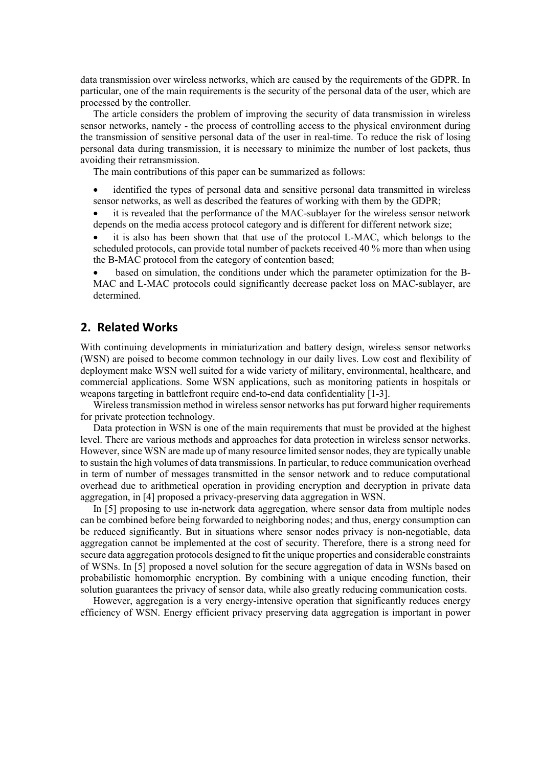data transmission over wireless networks, which are caused by the requirements of the GDPR. In particular, one of the main requirements is the security of the personal data of the user, which are processed by the controller.

The article considers the problem of improving the security of data transmission in wireless sensor networks, namely - the process of controlling access to the physical environment during the transmission of sensitive personal data of the user in real-time. To reduce the risk of losing personal data during transmission, it is necessary to minimize the number of lost packets, thus avoiding their retransmission.

The main contributions of this paper can be summarized as follows:

- identified the types of personal data and sensitive personal data transmitted in wireless sensor networks, as well as described the features of working with them by the GDPR;
- it is revealed that the performance of the MAC-sublayer for the wireless sensor network depends on the media access protocol category and is different for different network size;
- it is also has been shown that that use of the protocol L-MAC, which belongs to the scheduled protocols, can provide total number of packets received 40 % more than when using the B-MAC protocol from the category of contention based;
- based on simulation, the conditions under which the parameter optimization for the B-MAC and L-MAC protocols could significantly decrease packet loss on MAC-sublayer, are determined.

## 2. Related Works

With continuing developments in miniaturization and battery design, wireless sensor networks (WSN) are poised to become common technology in our daily lives. Low cost and flexibility of deployment make WSN well suited for a wide variety of military, environmental, healthcare, and commercial applications. Some WSN applications, such as monitoring patients in hospitals or weapons targeting in battlefront require end-to-end data confidentiality [1-3].

Wireless transmission method in wireless sensor networks has put forward higher requirements for private protection technology.

Data protection in WSN is one of the main requirements that must be provided at the highest level. There are various methods and approaches for data protection in wireless sensor networks. However, since WSN are made up of many resource limited sensor nodes, they are typically unable to sustain the high volumes of data transmissions. In particular, to reduce communication overhead in term of number of messages transmitted in the sensor network and to reduce computational overhead due to arithmetical operation in providing encryption and decryption in private data aggregation, in [4] proposed a privacy-preserving data aggregation in WSN.

In [5] proposing to use in-network data aggregation, where sensor data from multiple nodes can be combined before being forwarded to neighboring nodes; and thus, energy consumption can be reduced significantly. But in situations where sensor nodes privacy is non-negotiable, data aggregation cannot be implemented at the cost of security. Therefore, there is a strong need for secure data aggregation protocols designed to fit the unique properties and considerable constraints of WSNs. In [5] proposed a novel solution for the secure aggregation of data in WSNs based on probabilistic homomorphic encryption. By combining with a unique encoding function, their solution guarantees the privacy of sensor data, while also greatly reducing communication costs.

However, aggregation is a very energy-intensive operation that significantly reduces energy efficiency of WSN. Energy efficient privacy preserving data aggregation is important in power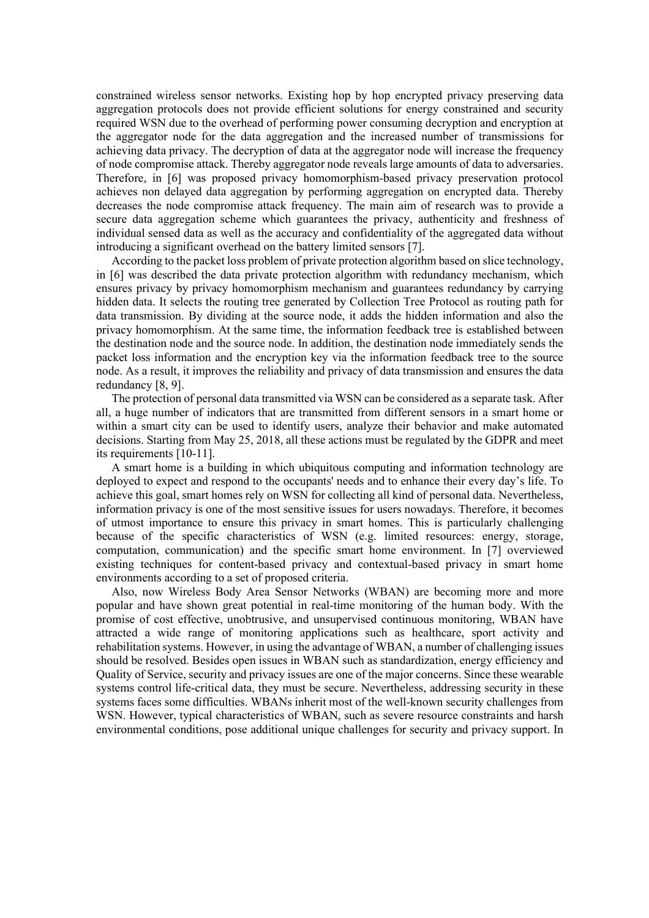constrained wireless sensor networks. Existing hop by hop encrypted privacy preserving data aggregation protocols does not provide efficient solutions for energy constrained and security required WSN due to the overhead of performing power consuming decryption and encryption at the aggregator node for the data aggregation and the increased number of transmissions for achieving data privacy. The decryption of data at the aggregator node will increase the frequency of node compromise attack. Thereby aggregator node reveals large amounts of data to adversaries. Therefore, in [6] was proposed privacy homomorphism-based privacy preservation protocol achieves non delayed data aggregation by performing aggregation on encrypted data. Thereby decreases the node compromise attack frequency. The main aim of research was to provide a secure data aggregation scheme which guarantees the privacy, authenticity and freshness of individual sensed data as well as the accuracy and confidentiality of the aggregated data without introducing a significant overhead on the battery limited sensors [7].

According to the packet loss problem of private protection algorithm based on slice technology, in [6] was described the data private protection algorithm with redundancy mechanism, which ensures privacy by privacy homomorphism mechanism and guarantees redundancy by carrying hidden data. It selects the routing tree generated by Collection Tree Protocol as routing path for data transmission. By dividing at the source node, it adds the hidden information and also the privacy homomorphism. At the same time, the information feedback tree is established between the destination node and the source node. In addition, the destination node immediately sends the packet loss information and the encryption key via the information feedback tree to the source node. As a result, it improves the reliability and privacy of data transmission and ensures the data redundancy [8, 9].

The protection of personal data transmitted via WSN can be considered as a separate task. After all, a huge number of indicators that are transmitted from different sensors in a smart home or within a smart city can be used to identify users, analyze their behavior and make automated decisions. Starting from May 25, 2018, all these actions must be regulated by the GDPR and meet its requirements [10-11].

A smart home is a building in which ubiquitous computing and information technology are deployed to expect and respond to the occupants' needs and to enhance their every day's life. To achieve this goal, smart homes rely on WSN for collecting all kind of personal data. Nevertheless, information privacy is one of the most sensitive issues for users nowadays. Therefore, it becomes of utmost importance to ensure this privacy in smart homes. This is particularly challenging because of the specific characteristics of WSN (e.g. limited resources: energy, storage, computation, communication) and the specific smart home environment. In [7] overviewed existing techniques for content-based privacy and contextual-based privacy in smart home environments according to a set of proposed criteria.

Also, now Wireless Body Area Sensor Networks (WBAN) are becoming more and more popular and have shown great potential in real-time monitoring of the human body. With the promise of cost effective, unobtrusive, and unsupervised continuous monitoring, WBAN have attracted a wide range of monitoring applications such as healthcare, sport activity and rehabilitation systems. However, in using the advantage of WBAN, a number of challenging issues should be resolved. Besides open issues in WBAN such as standardization, energy efficiency and Quality of Service, security and privacy issues are one of the major concerns. Since these wearable systems control life-critical data, they must be secure. Nevertheless, addressing security in these systems faces some difficulties. WBANs inherit most of the well-known security challenges from WSN. However, typical characteristics of WBAN, such as severe resource constraints and harsh environmental conditions, pose additional unique challenges for security and privacy support. In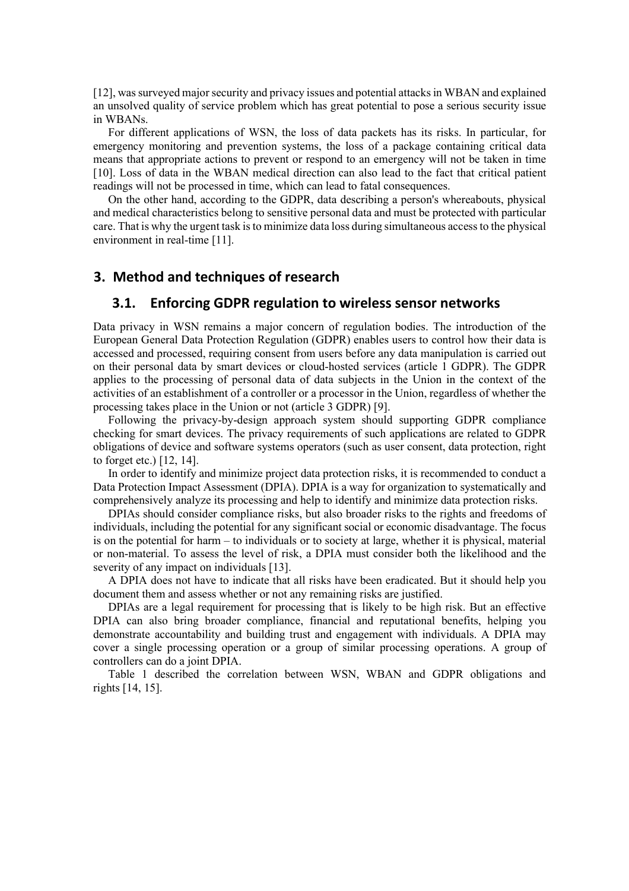[12], was surveyed major security and privacy issues and potential attacks in WBAN and explained an unsolved quality of service problem which has great potential to pose a serious security issue in WBANs.

For different applications of WSN, the loss of data packets has its risks. In particular, for emergency monitoring and prevention systems, the loss of a package containing critical data means that appropriate actions to prevent or respond to an emergency will not be taken in time [10]. Loss of data in the WBAN medical direction can also lead to the fact that critical patient readings will not be processed in time, which can lead to fatal consequences.

On the other hand, according to the GDPR, data describing a person's whereabouts, physical and medical characteristics belong to sensitive personal data and must be protected with particular care. That is why the urgent task is to minimize data loss during simultaneous access to the physical environment in real-time [11].

## 3. Method and techniques of research

### 3.1. Enforcing GDPR regulation to wireless sensor networks

Data privacy in WSN remains a major concern of regulation bodies. The introduction of the European General Data Protection Regulation (GDPR) enables users to control how their data is accessed and processed, requiring consent from users before any data manipulation is carried out on their personal data by smart devices or cloud-hosted services (article 1 GDPR). The GDPR applies to the processing of personal data of data subjects in the Union in the context of the activities of an establishment of a controller or a processor in the Union, regardless of whether the processing takes place in the Union or not (article 3 GDPR) [9].

Following the privacy-by-design approach system should supporting GDPR compliance checking for smart devices. The privacy requirements of such applications are related to GDPR obligations of device and software systems operators (such as user consent, data protection, right to forget etc.) [12, 14].

In order to identify and minimize project data protection risks, it is recommended to conduct a Data Protection Impact Assessment (DPIA). DPIA is a way for organization to systematically and comprehensively analyze its processing and help to identify and minimize data protection risks.

DPIAs should consider compliance risks, but also broader risks to the rights and freedoms of individuals, including the potential for any significant social or economic disadvantage. The focus is on the potential for harm – to individuals or to society at large, whether it is physical, material or non-material. To assess the level of risk, a DPIA must consider both the likelihood and the severity of any impact on individuals [13].

A DPIA does not have to indicate that all risks have been eradicated. But it should help you document them and assess whether or not any remaining risks are justified.

DPIAs are a legal requirement for processing that is likely to be high risk. But an effective DPIA can also bring broader compliance, financial and reputational benefits, helping you demonstrate accountability and building trust and engagement with individuals. A DPIA may cover a single processing operation or a group of similar processing operations. A group of controllers can do a joint DPIA.

Table 1 described the correlation between WSN, WBAN and GDPR obligations and rights [14, 15].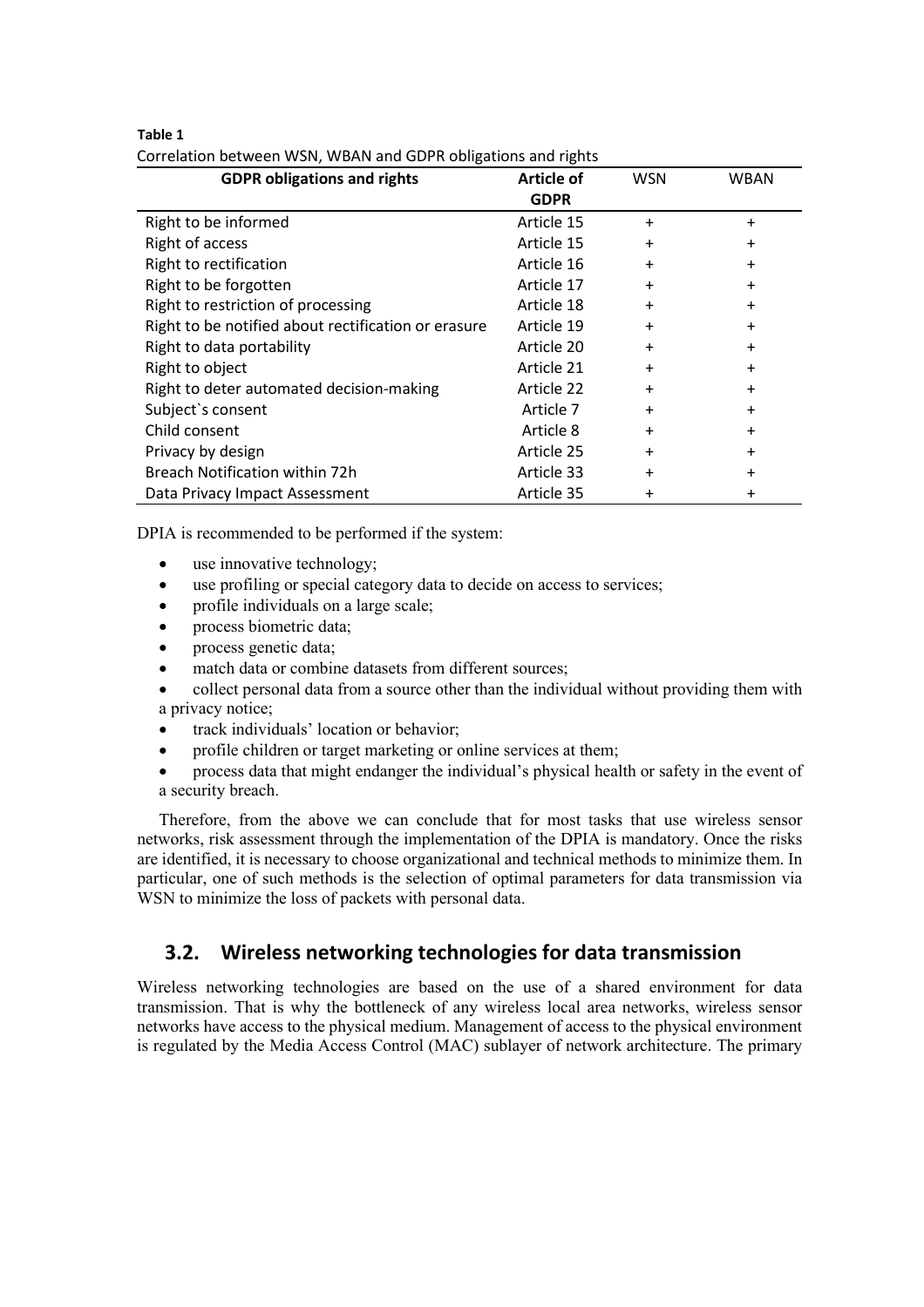**Table 1**

Correlation between WSN, WBAN and GDPR obligations and rights

| GDPR obligations and rights | Article of GDPR | WSN | WBAN |
|---|---|---|---|
| Right to be informed | Article 15 | + | + |
| Right of access | Article 15 | + | + |
| Right to rectification | Article 16 | + | + |
| Right to be forgotten | Article 17 | + | + |
| Right to restriction of processing | Article 18 | + | + |
| Right to be notified about rectification or erasure | Article 19 | + | + |
| Right to data portability | Article 20 | + | + |
| Right to object | Article 21 | + | + |
| Right to deter automated decision-making | Article 22 | + | + |
| Subject`s consent | Article 7 | + | + |
| Child consent | Article 8 | + | + |
| Privacy by design | Article 25 | + | + |
| Breach Notification within 72h | Article 33 | + | + |
| Data Privacy Impact Assessment | Article 35 | + | + |

DPIA is recommended to be performed if the system:

- use innovative technology;
- use profiling or special category data to decide on access to services;
- profile individuals on a large scale;
- process biometric data;
- process genetic data;
- match data or combine datasets from different sources;
- collect personal data from a source other than the individual without providing them with a privacy notice;
- track individuals' location or behavior;
- profile children or target marketing or online services at them;
- process data that might endanger the individual's physical health or safety in the event of a security breach.

Therefore, from the above we can conclude that for most tasks that use wireless sensor networks, risk assessment through the implementation of the DPIA is mandatory. Once the risks are identified, it is necessary to choose organizational and technical methods to minimize them. In particular, one of such methods is the selection of optimal parameters for data transmission via WSN to minimize the loss of packets with personal data.

## 3.2. Wireless networking technologies for data transmission

Wireless networking technologies are based on the use of a shared environment for data transmission. That is why the bottleneck of any wireless local area networks, wireless sensor networks have access to the physical medium. Management of access to the physical environment is regulated by the Media Access Control (MAC) sublayer of network architecture. The primary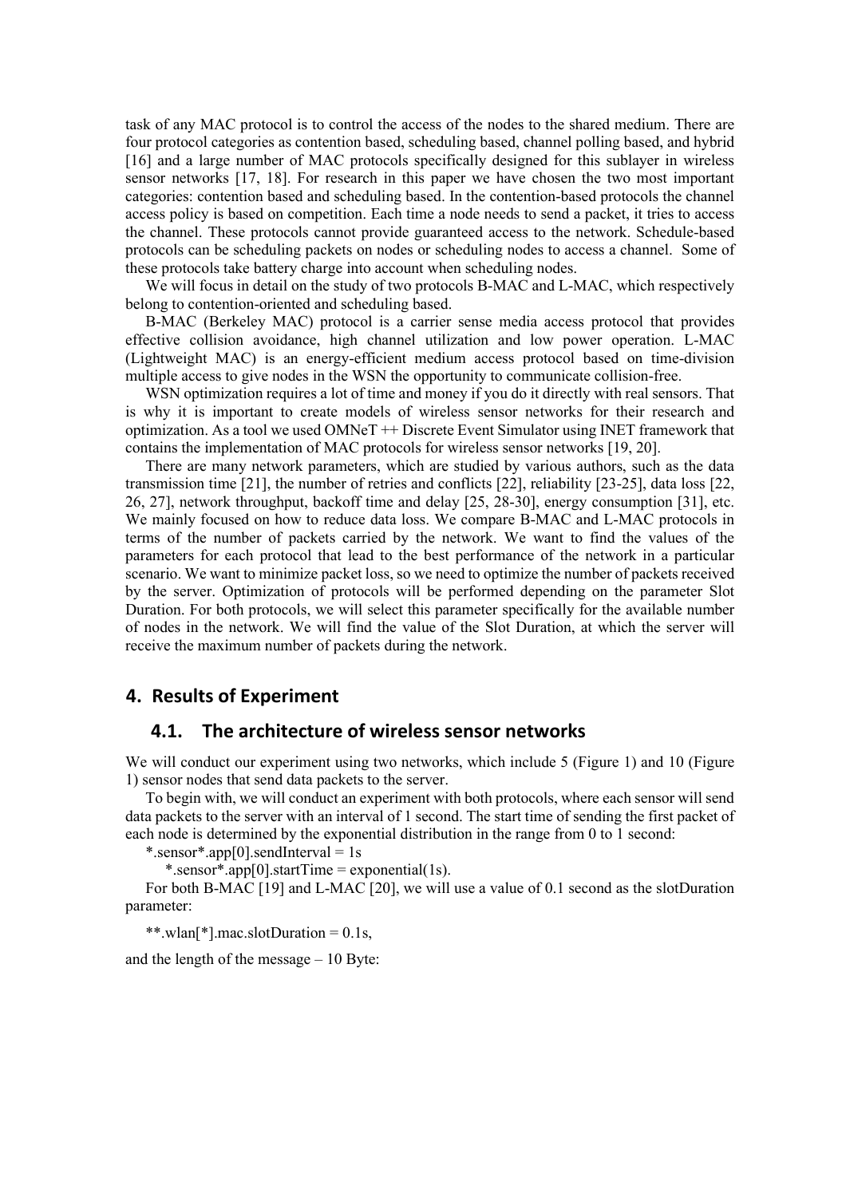task of any MAC protocol is to control the access of the nodes to the shared medium. There are four protocol categories as contention based, scheduling based, channel polling based, and hybrid [16] and a large number of MAC protocols specifically designed for this sublayer in wireless sensor networks [17, 18]. For research in this paper we have chosen the two most important categories: contention based and scheduling based. In the contention-based protocols the channel access policy is based on competition. Each time a node needs to send a packet, it tries to access the channel. These protocols cannot provide guaranteed access to the network. Schedule-based protocols can be scheduling packets on nodes or scheduling nodes to access a channel. Some of these protocols take battery charge into account when scheduling nodes.

We will focus in detail on the study of two protocols B-MAC and L-MAC, which respectively belong to contention-oriented and scheduling based.

B-MAC (Berkeley MAC) protocol is a carrier sense media access protocol that provides effective collision avoidance, high channel utilization and low power operation. L-MAC (Lightweight MAC) is an energy-efficient medium access protocol based on time-division multiple access to give nodes in the WSN the opportunity to communicate collision-free.

WSN optimization requires a lot of time and money if you do it directly with real sensors. That is why it is important to create models of wireless sensor networks for their research and optimization. As a tool we used OMNeT ++ Discrete Event Simulator using INET framework that contains the implementation of MAC protocols for wireless sensor networks [19, 20].

There are many network parameters, which are studied by various authors, such as the data transmission time [21], the number of retries and conflicts [22], reliability [23-25], data loss [22, 26, 27], network throughput, backoff time and delay [25, 28-30], energy consumption [31], etc. We mainly focused on how to reduce data loss. We compare B-MAC and L-MAC protocols in terms of the number of packets carried by the network. We want to find the values of the parameters for each protocol that lead to the best performance of the network in a particular scenario. We want to minimize packet loss, so we need to optimize the number of packets received by the server. Optimization of protocols will be performed depending on the parameter Slot Duration. For both protocols, we will select this parameter specifically for the available number of nodes in the network. We will find the value of the Slot Duration, at which the server will receive the maximum number of packets during the network.

## 4. Results of Experiment

### 4.1. The architecture of wireless sensor networks

We will conduct our experiment using two networks, which include 5 (Figure 1) and 10 (Figure 1) sensor nodes that send data packets to the server.

To begin with, we will conduct an experiment with both protocols, where each sensor will send data packets to the server with an interval of 1 second. The start time of sending the first packet of each node is determined by the exponential distribution in the range from 0 to 1 second:

```
*.sensor*.app[0].sendInterval = 1s
*.sensor*.app[0].startTime = exponential(1s).
```

For both B-MAC [19] and L-MAC [20], we will use a value of 0.1 second as the slotDuration parameter:

```
**.wlan[*].mac.slotDuration = 0.1s,
```

and the length of the message – 10 Byte: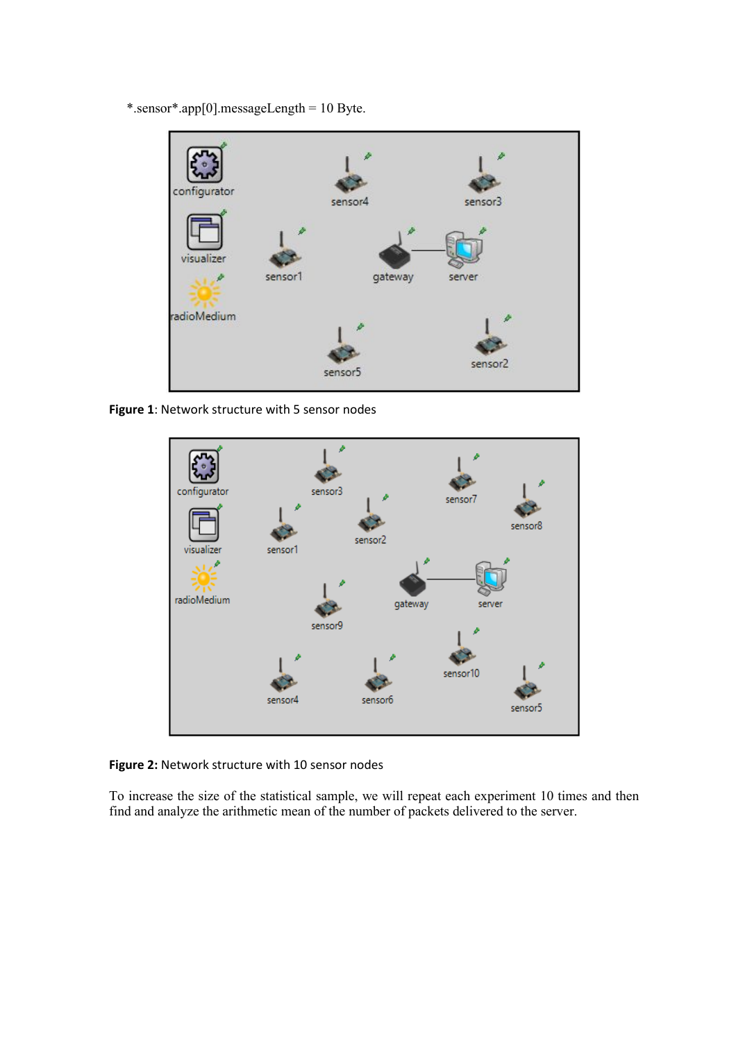*.sensor*.app[0].messageLength = 10 Byte.

**Figure 1**: Network structure with 5 sensor nodes

**Figure 2:** Network structure with 10 sensor nodes

To increase the size of the statistical sample, we will repeat each experiment 10 times and then find and analyze the arithmetic mean of the number of packets delivered to the server.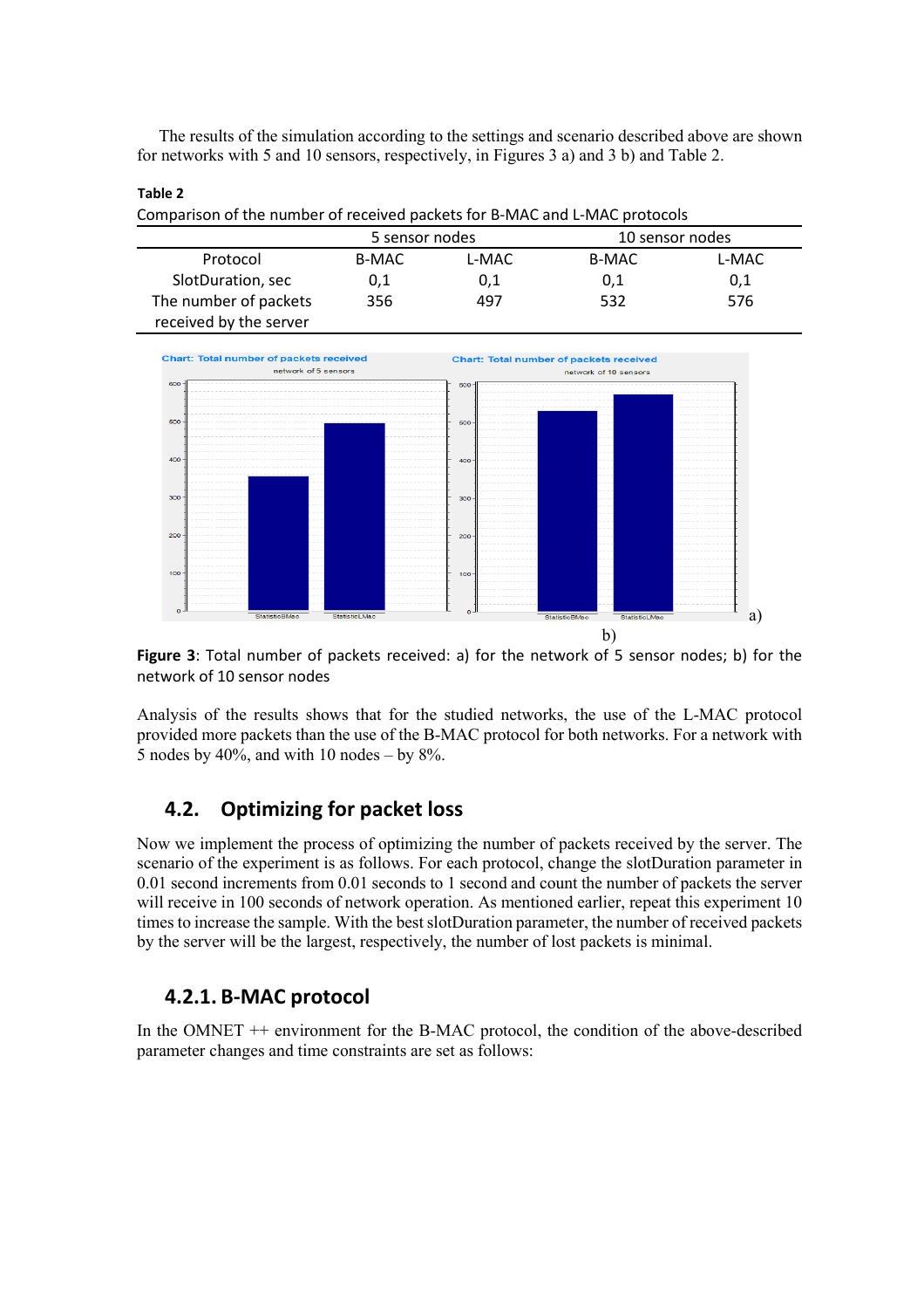The results of the simulation according to the settings and scenario described above are shown for networks with 5 and 10 sensors, respectively, in Figures 3 a) and 3 b) and Table 2.

**Table 2**

Comparison of the number of received packets for B-MAC and L-MAC protocols

| | 5 sensor nodes | | 10 sensor nodes | |
|---|---|---|---|---|
| Protocol | B-MAC | L-MAC | B-MAC | L-MAC |
| SlotDuration, sec | 0,1 | 0,1 | 0,1 | 0,1 |
| The number of packets received by the server | 356 | 497 | 532 | 576 |

**Figure 3**: Total number of packets received: a) for the network of 5 sensor nodes; b) for the network of 10 sensor nodes

Analysis of the results shows that for the studied networks, the use of the L-MAC protocol provided more packets than the use of the B-MAC protocol for both networks. For a network with 5 nodes by 40%, and with 10 nodes – by 8%.

## 4.2. Optimizing for packet loss

Now we implement the process of optimizing the number of packets received by the server. The scenario of the experiment is as follows. For each protocol, change the slotDuration parameter in 0.01 second increments from 0.01 seconds to 1 second and count the number of packets the server will receive in 100 seconds of network operation. As mentioned earlier, repeat this experiment 10 times to increase the sample. With the best slotDuration parameter, the number of received packets by the server will be the largest, respectively, the number of lost packets is minimal.

### 4.2.1. B-MAC protocol

In the OMNET ++ environment for the B-MAC protocol, the condition of the above-described parameter changes and time constraints are set as follows: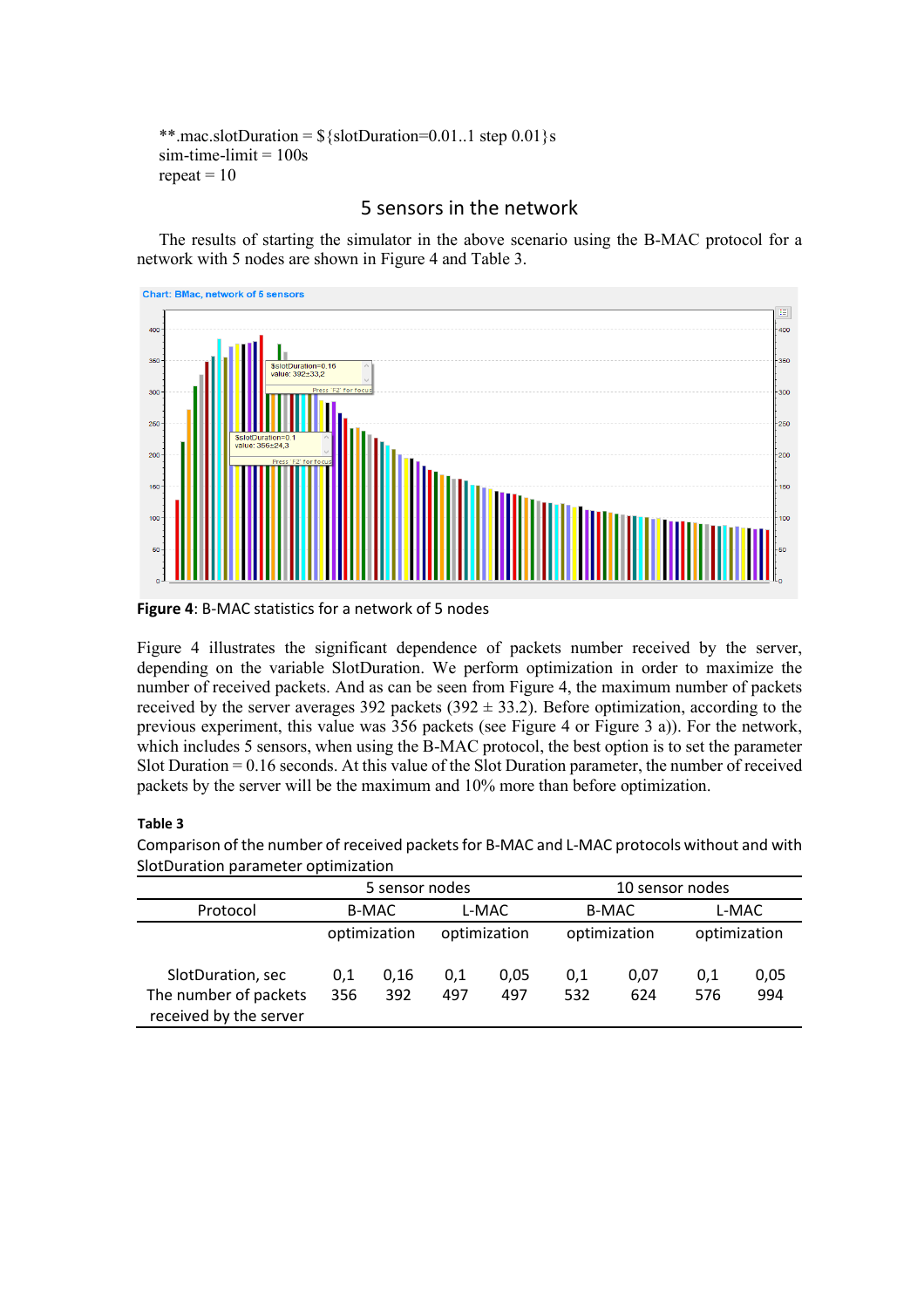```
**.mac.slotDuration = ${slotDuration=0.01..1 step 0.01}s
sim-time-limit = 100s
repeat = 10
```

## 5 sensors in the network

The results of starting the simulator in the above scenario using the B-MAC protocol for a network with 5 nodes are shown in Figure 4 and Table 3.

**Figure 4**: B-MAC statistics for a network of 5 nodes

Figure 4 illustrates the significant dependence of packets number received by the server, depending on the variable SlotDuration. We perform optimization in order to maximize the number of received packets. And as can be seen from Figure 4, the maximum number of packets received by the server averages 392 packets (392 ± 33.2). Before optimization, according to the previous experiment, this value was 356 packets (see Figure 4 or Figure 3 a)). For the network, which includes 5 sensors, when using the B-MAC protocol, the best option is to set the parameter Slot Duration = 0.16 seconds. At this value of the Slot Duration parameter, the number of received packets by the server will be the maximum and 10% more than before optimization.

**Table 3**

Comparison of the number of received packets for B-MAC and L-MAC protocols without and with SlotDuration parameter optimization

| | 5 sensor nodes | | | | 10 sensor nodes | | | |
|---|---|---|---|---|---|---|---|---|
| Protocol | B-MAC | | L-MAC | | B-MAC | | L-MAC | |
| | | optimization | | optimization | | optimization | | optimization |
| SlotDuration, sec | 0,1 | 0,16 | 0,1 | 0,05 | 0,1 | 0,07 | 0,1 | 0,05 |
| The number of packets received by the server | 356 | 392 | 497 | 497 | 532 | 624 | 576 | 994 |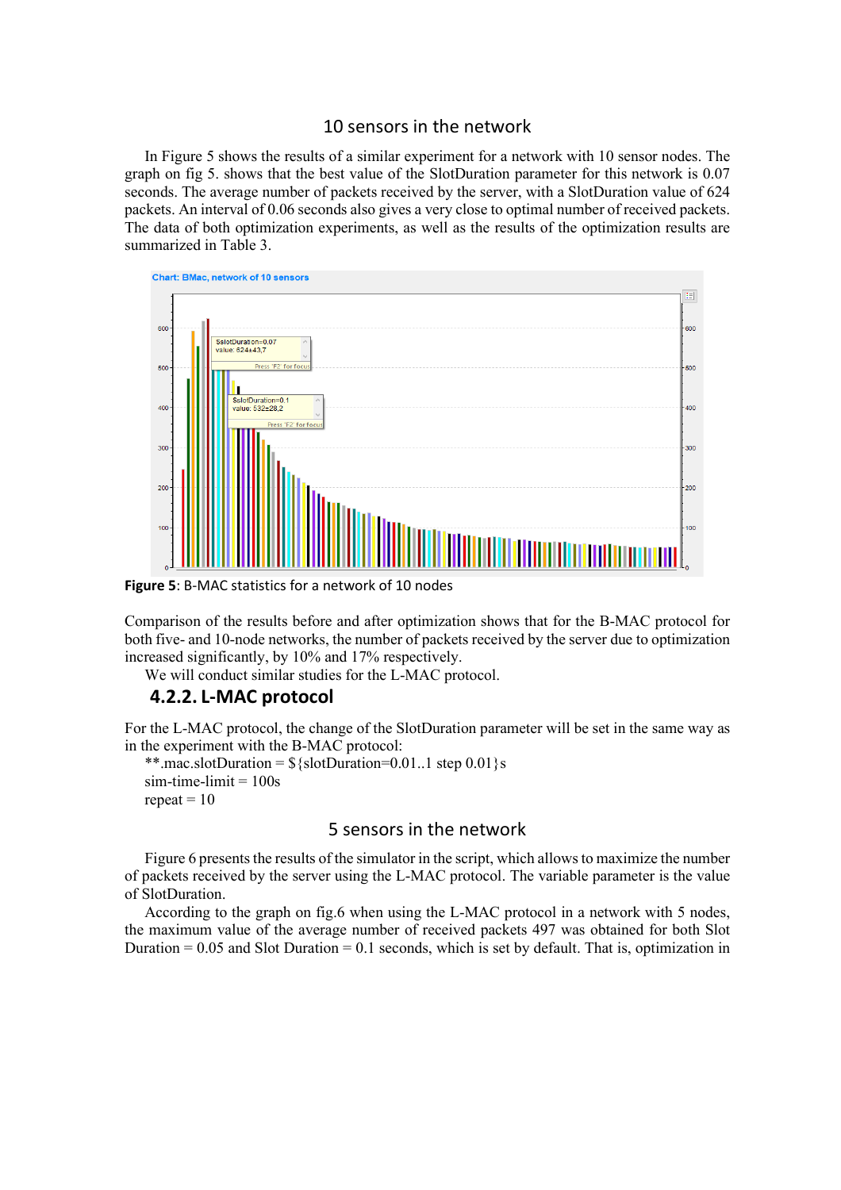### 10 sensors in the network

In Figure 5 shows the results of a similar experiment for a network with 10 sensor nodes. The graph on fig 5. shows that the best value of the SlotDuration parameter for this network is 0.07 seconds. The average number of packets received by the server, with a SlotDuration value of 624 packets. An interval of 0.06 seconds also gives a very close to optimal number of received packets. The data of both optimization experiments, as well as the results of the optimization results are summarized in Table 3.

**Figure 5**: B-MAC statistics for a network of 10 nodes

Comparison of the results before and after optimization shows that for the B-MAC protocol for both five- and 10-node networks, the number of packets received by the server due to optimization increased significantly, by 10% and 17% respectively.

We will conduct similar studies for the L-MAC protocol.

## 4.2.2. L-MAC protocol

For the L-MAC protocol, the change of the SlotDuration parameter will be set in the same way as in the experiment with the B-MAC protocol:

```
**.mac.slotDuration = ${slotDuration=0.01..1 step 0.01}s
sim-time-limit = 100s
repeat = 10
```

### 5 sensors in the network

Figure 6 presents the results of the simulator in the script, which allows to maximize the number of packets received by the server using the L-MAC protocol. The variable parameter is the value of SlotDuration.

According to the graph on fig.6 when using the L-MAC protocol in a network with 5 nodes, the maximum value of the average number of received packets 497 was obtained for both Slot Duration = 0.05 and Slot Duration = 0.1 seconds, which is set by default. That is, optimization in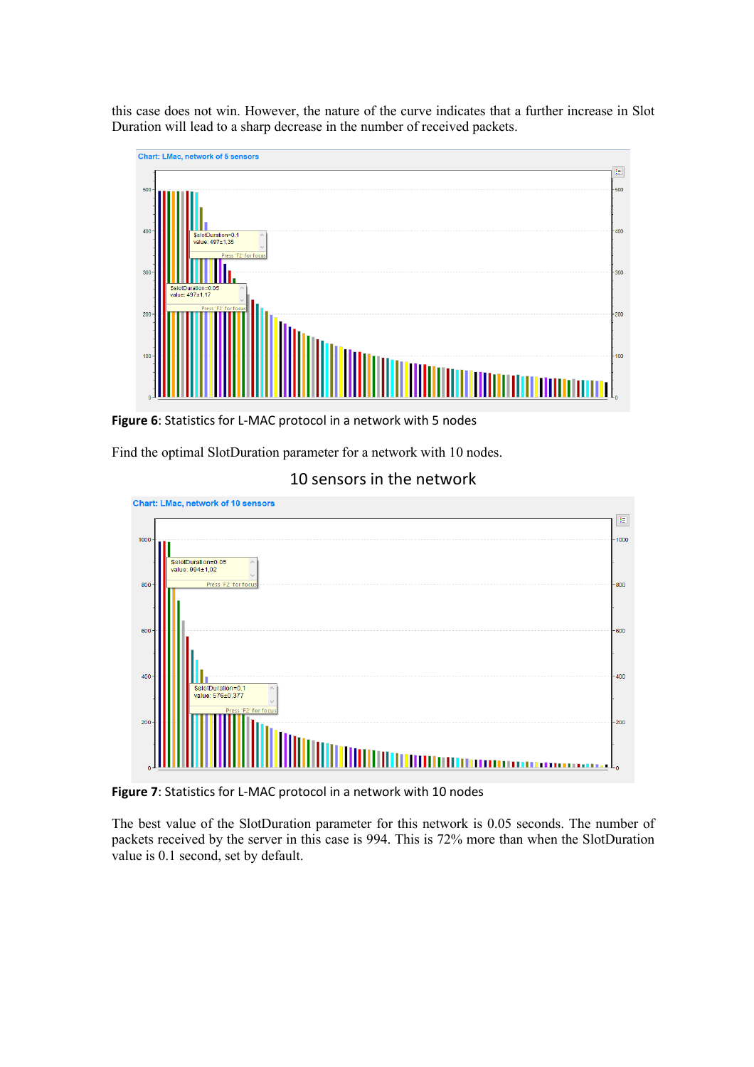this case does not win. However, the nature of the curve indicates that a further increase in Slot Duration will lead to a sharp decrease in the number of received packets.

**Figure 6**: Statistics for L-MAC protocol in a network with 5 nodes

Find the optimal SlotDuration parameter for a network with 10 nodes.

10 sensors in the network

**Figure 7**: Statistics for L-MAC protocol in a network with 10 nodes

The best value of the SlotDuration parameter for this network is 0.05 seconds. The number of packets received by the server in this case is 994. This is 72% more than when the SlotDuration value is 0.1 second, set by default.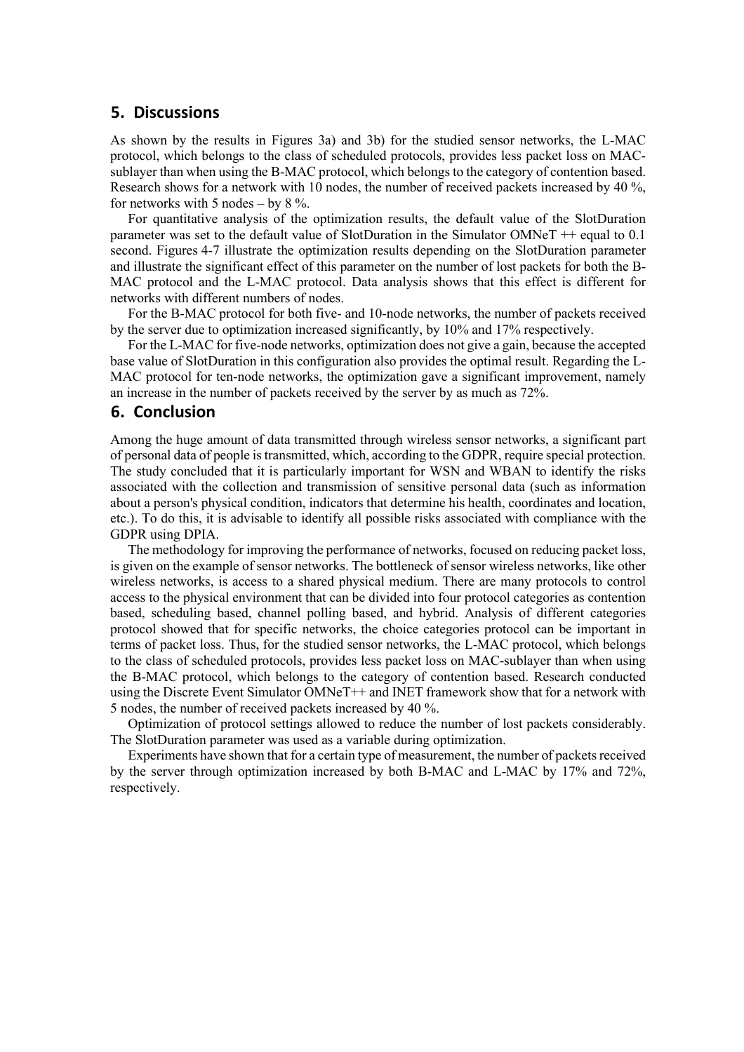## 5. Discussions

As shown by the results in Figures 3a) and 3b) for the studied sensor networks, the L-MAC protocol, which belongs to the class of scheduled protocols, provides less packet loss on MAC-sublayer than when using the B-MAC protocol, which belongs to the category of contention based. Research shows for a network with 10 nodes, the number of received packets increased by 40 %, for networks with 5 nodes – by 8 %.

For quantitative analysis of the optimization results, the default value of the SlotDuration parameter was set to the default value of SlotDuration in the Simulator OMNeT ++ equal to 0.1 second. Figures 4-7 illustrate the optimization results depending on the SlotDuration parameter and illustrate the significant effect of this parameter on the number of lost packets for both the B-MAC protocol and the L-MAC protocol. Data analysis shows that this effect is different for networks with different numbers of nodes.

For the B-MAC protocol for both five- and 10-node networks, the number of packets received by the server due to optimization increased significantly, by 10% and 17% respectively.

For the L-MAC for five-node networks, optimization does not give a gain, because the accepted base value of SlotDuration in this configuration also provides the optimal result. Regarding the L-MAC protocol for ten-node networks, the optimization gave a significant improvement, namely an increase in the number of packets received by the server by as much as 72%.

## 6. Conclusion

Among the huge amount of data transmitted through wireless sensor networks, a significant part of personal data of people is transmitted, which, according to the GDPR, require special protection. The study concluded that it is particularly important for WSN and WBAN to identify the risks associated with the collection and transmission of sensitive personal data (such as information about a person's physical condition, indicators that determine his health, coordinates and location, etc.). To do this, it is advisable to identify all possible risks associated with compliance with the GDPR using DPIA.

The methodology for improving the performance of networks, focused on reducing packet loss, is given on the example of sensor networks. The bottleneck of sensor wireless networks, like other wireless networks, is access to a shared physical medium. There are many protocols to control access to the physical environment that can be divided into four protocol categories as contention based, scheduling based, channel polling based, and hybrid. Analysis of different categories protocol showed that for specific networks, the choice categories protocol can be important in terms of packet loss. Thus, for the studied sensor networks, the L-MAC protocol, which belongs to the class of scheduled protocols, provides less packet loss on MAC-sublayer than when using the B-MAC protocol, which belongs to the category of contention based. Research conducted using the Discrete Event Simulator OMNeT++ and INET framework show that for a network with 5 nodes, the number of received packets increased by 40 %.

Optimization of protocol settings allowed to reduce the number of lost packets considerably. The SlotDuration parameter was used as a variable during optimization.

Experiments have shown that for a certain type of measurement, the number of packets received by the server through optimization increased by both B-MAC and L-MAC by 17% and 72%, respectively.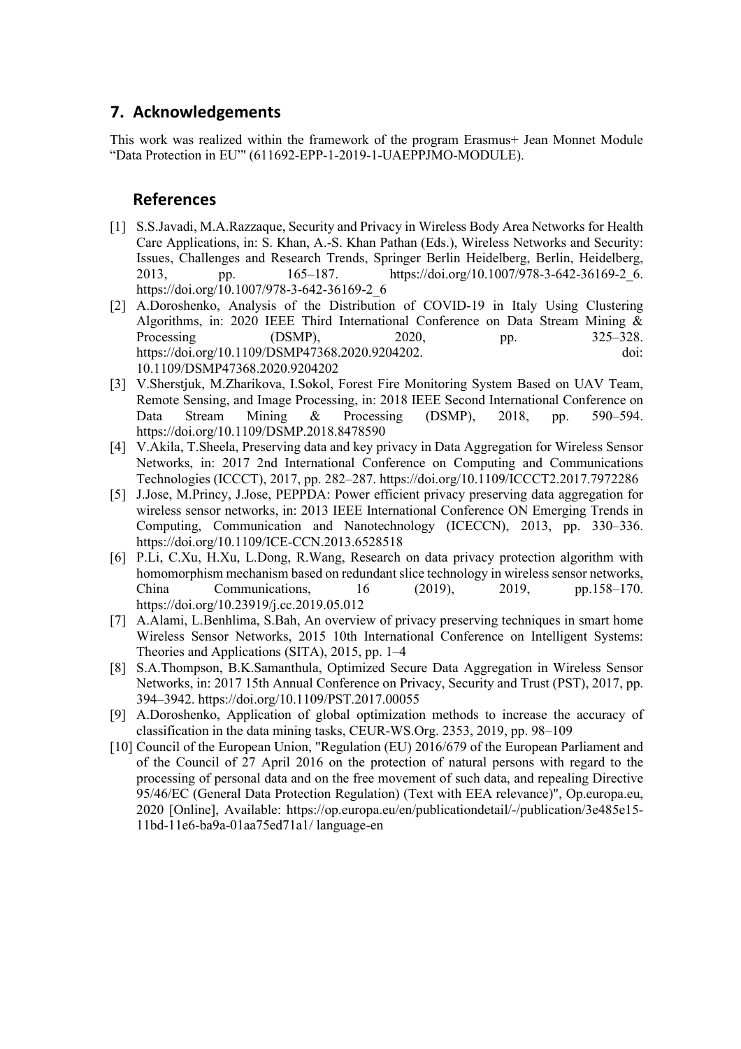## 7. Acknowledgements

This work was realized within the framework of the program Erasmus+ Jean Monnet Module "Data Protection in EU"' (611692-EPP-1-2019-1-UAEPPJMO-MODULE).

## References

[1] S.S.Javadi, M.A.Razzaque, Security and Privacy in Wireless Body Area Networks for Health Care Applications, in: S. Khan, A.-S. Khan Pathan (Eds.), Wireless Networks and Security: Issues, Challenges and Research Trends, Springer Berlin Heidelberg, Berlin, Heidelberg, 2013, pp. 165–187. https://doi.org/10.1007/978-3-642-36169-2_6. https://doi.org/10.1007/978-3-642-36169-2_6

[2] A.Doroshenko, Analysis of the Distribution of COVID-19 in Italy Using Clustering Algorithms, in: 2020 IEEE Third International Conference on Data Stream Mining & Processing (DSMP), 2020, pp. 325–328. https://doi.org/10.1109/DSMP47368.2020.9204202. doi: 10.1109/DSMP47368.2020.9204202

[3] V.Sherstjuk, M.Zharikova, I.Sokol, Forest Fire Monitoring System Based on UAV Team, Remote Sensing, and Image Processing, in: 2018 IEEE Second International Conference on Data Stream Mining & Processing (DSMP), 2018, pp. 590–594. https://doi.org/10.1109/DSMP.2018.8478590

[4] V.Akila, T.Sheela, Preserving data and key privacy in Data Aggregation for Wireless Sensor Networks, in: 2017 2nd International Conference on Computing and Communications Technologies (ICCCT), 2017, pp. 282–287. https://doi.org/10.1109/ICCCT2.2017.7972286

[5] J.Jose, M.Princy, J.Jose, PEPPDA: Power efficient privacy preserving data aggregation for wireless sensor networks, in: 2013 IEEE International Conference ON Emerging Trends in Computing, Communication and Nanotechnology (ICECCN), 2013, pp. 330–336. https://doi.org/10.1109/ICE-CCN.2013.6528518

[6] P.Li, C.Xu, H.Xu, L.Dong, R.Wang, Research on data privacy protection algorithm with homomorphism mechanism based on redundant slice technology in wireless sensor networks, China Communications, 16 (2019), 2019, pp.158–170. https://doi.org/10.23919/j.cc.2019.05.012

[7] A.Alami, L.Benhlima, S.Bah, An overview of privacy preserving techniques in smart home Wireless Sensor Networks, 2015 10th International Conference on Intelligent Systems: Theories and Applications (SITA), 2015, pp. 1–4

[8] S.A.Thompson, B.K.Samanthula, Optimized Secure Data Aggregation in Wireless Sensor Networks, in: 2017 15th Annual Conference on Privacy, Security and Trust (PST), 2017, pp. 394–3942. https://doi.org/10.1109/PST.2017.00055

[9] A.Doroshenko, Application of global optimization methods to increase the accuracy of classification in the data mining tasks, CEUR-WS.Org. 2353, 2019, pp. 98–109

[10] Council of the European Union, "Regulation (EU) 2016/679 of the European Parliament and of the Council of 27 April 2016 on the protection of natural persons with regard to the processing of personal data and on the free movement of such data, and repealing Directive 95/46/EC (General Data Protection Regulation) (Text with EEA relevance)", Op.europa.eu, 2020 [Online], Available: https://op.europa.eu/en/publicationdetail/-/publication/3e485e15-11bd-11e6-ba9a-01aa75ed71a1/ language-en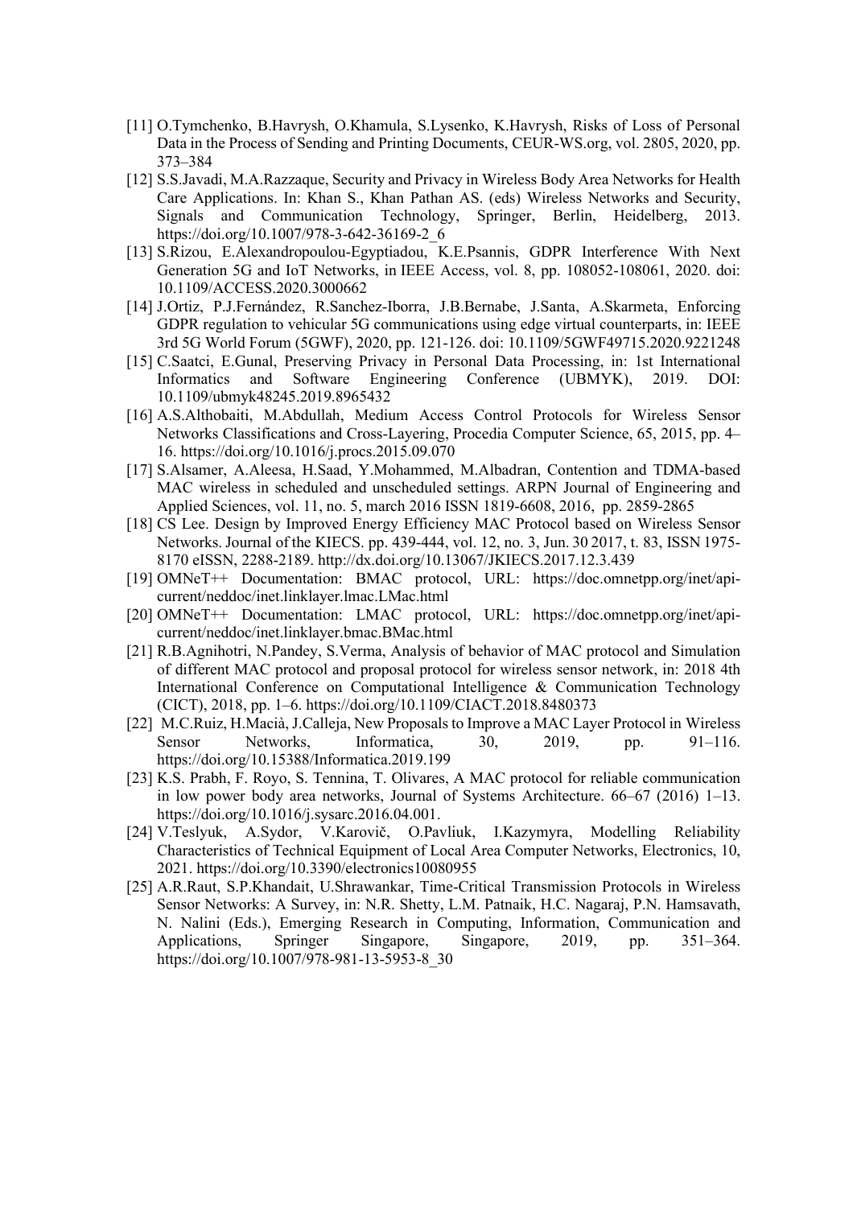[11] O.Tymchenko, B.Havrysh, O.Khamula, S.Lysenko, K.Havrysh, Risks of Loss of Personal Data in the Process of Sending and Printing Documents, CEUR-WS.org, vol. 2805, 2020, pp. 373–384

[12] S.S.Javadi, M.A.Razzaque, Security and Privacy in Wireless Body Area Networks for Health Care Applications. In: Khan S., Khan Pathan AS. (eds) Wireless Networks and Security, Signals and Communication Technology, Springer, Berlin, Heidelberg, 2013. https://doi.org/10.1007/978-3-642-36169-2_6

[13] S.Rizou, E.Alexandropoulou-Egyptiadou, K.E.Psannis, GDPR Interference With Next Generation 5G and IoT Networks, in IEEE Access, vol. 8, pp. 108052-108061, 2020. doi: 10.1109/ACCESS.2020.3000662

[14] J.Ortiz, P.J.Fernández, R.Sanchez-Iborra, J.B.Bernabe, J.Santa, A.Skarmeta, Enforcing GDPR regulation to vehicular 5G communications using edge virtual counterparts, in: IEEE 3rd 5G World Forum (5GWF), 2020, pp. 121-126. doi: 10.1109/5GWF49715.2020.9221248

[15] C.Saatci, E.Gunal, Preserving Privacy in Personal Data Processing, in: 1st International Informatics and Software Engineering Conference (UBMYK), 2019. DOI: 10.1109/ubmyk48245.2019.8965432

[16] A.S.Althobaiti, M.Abdullah, Medium Access Control Protocols for Wireless Sensor Networks Classifications and Cross-Layering, Procedia Computer Science, 65, 2015, pp. 4–16. https://doi.org/10.1016/j.procs.2015.09.070

[17] S.Alsamer, A.Aleesa, H.Saad, Y.Mohammed, M.Albadran, Contention and TDMA-based MAC wireless in scheduled and unscheduled settings. ARPN Journal of Engineering and Applied Sciences, vol. 11, no. 5, march 2016 ISSN 1819-6608, 2016, pp. 2859-2865

[18] CS Lee. Design by Improved Energy Efficiency MAC Protocol based on Wireless Sensor Networks. Journal of the KIECS. pp. 439-444, vol. 12, no. 3, Jun. 30 2017, t. 83, ISSN 1975-8170 eISSN, 2288-2189. http://dx.doi.org/10.13067/JKIECS.2017.12.3.439

[19] OMNeT++ Documentation: BMAC protocol, URL: https://doc.omnetpp.org/inet/api-current/neddoc/inet.linklayer.lmac.LMac.html

[20] OMNeT++ Documentation: LMAC protocol, URL: https://doc.omnetpp.org/inet/api-current/neddoc/inet.linklayer.bmac.BMac.html

[21] R.B.Agnihotri, N.Pandey, S.Verma, Analysis of behavior of MAC protocol and Simulation of different MAC protocol and proposal protocol for wireless sensor network, in: 2018 4th International Conference on Computational Intelligence & Communication Technology (CICT), 2018, pp. 1–6. https://doi.org/10.1109/CIACT.2018.8480373

[22] M.C.Ruiz, H.Macià, J.Calleja, New Proposals to Improve a MAC Layer Protocol in Wireless Sensor Networks, Informatica, 30, 2019, pp. 91–116. https://doi.org/10.15388/Informatica.2019.199

[23] K.S. Prabh, F. Royo, S. Tennina, T. Olivares, A MAC protocol for reliable communication in low power body area networks, Journal of Systems Architecture. 66–67 (2016) 1–13. https://doi.org/10.1016/j.sysarc.2016.04.001.

[24] V.Teslyuk, A.Sydor, V.Karovič, O.Pavliuk, I.Kazymyra, Modelling Reliability Characteristics of Technical Equipment of Local Area Computer Networks, Electronics, 10, 2021. https://doi.org/10.3390/electronics10080955

[25] A.R.Raut, S.P.Khandait, U.Shrawankar, Time-Critical Transmission Protocols in Wireless Sensor Networks: A Survey, in: N.R. Shetty, L.M. Patnaik, H.C. Nagaraj, P.N. Hamsavath, N. Nalini (Eds.), Emerging Research in Computing, Information, Communication and Applications, Springer Singapore, Singapore, 2019, pp. 351–364. https://doi.org/10.1007/978-981-13-5953-8_30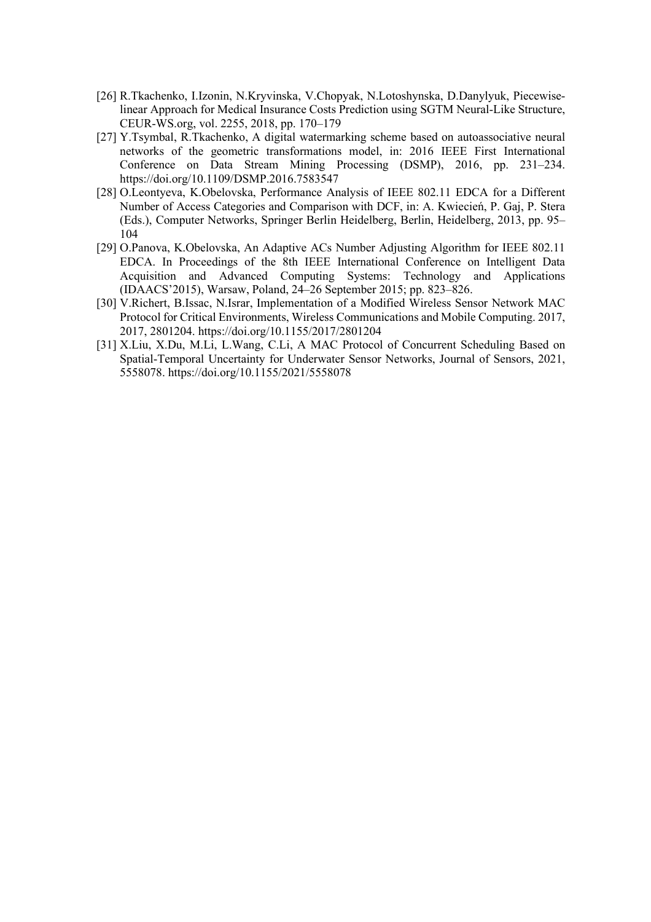[26] R.Tkachenko, I.Izonin, N.Kryvinska, V.Chopyak, N.Lotoshynska, D.Danylyuk, Piecewise-linear Approach for Medical Insurance Costs Prediction using SGTM Neural-Like Structure, CEUR-WS.org, vol. 2255, 2018, pp. 170–179

[27] Y.Tsymbal, R.Tkachenko, A digital watermarking scheme based on autoassociative neural networks of the geometric transformations model, in: 2016 IEEE First International Conference on Data Stream Mining Processing (DSMP), 2016, pp. 231–234. https://doi.org/10.1109/DSMP.2016.7583547

[28] O.Leontyeva, K.Obelovska, Performance Analysis of IEEE 802.11 EDCA for a Different Number of Access Categories and Comparison with DCF, in: A. Kwiecień, P. Gaj, P. Stera (Eds.), Computer Networks, Springer Berlin Heidelberg, Berlin, Heidelberg, 2013, pp. 95–104

[29] O.Panova, K.Obelovska, An Adaptive ACs Number Adjusting Algorithm for IEEE 802.11 EDCA. In Proceedings of the 8th IEEE International Conference on Intelligent Data Acquisition and Advanced Computing Systems: Technology and Applications (IDAACS'2015), Warsaw, Poland, 24–26 September 2015; pp. 823–826.

[30] V.Richert, B.Issac, N.Israr, Implementation of a Modified Wireless Sensor Network MAC Protocol for Critical Environments, Wireless Communications and Mobile Computing. 2017, 2017, 2801204. https://doi.org/10.1155/2017/2801204

[31] X.Liu, X.Du, M.Li, L.Wang, C.Li, A MAC Protocol of Concurrent Scheduling Based on Spatial-Temporal Uncertainty for Underwater Sensor Networks, Journal of Sensors, 2021, 5558078. https://doi.org/10.1155/2021/5558078